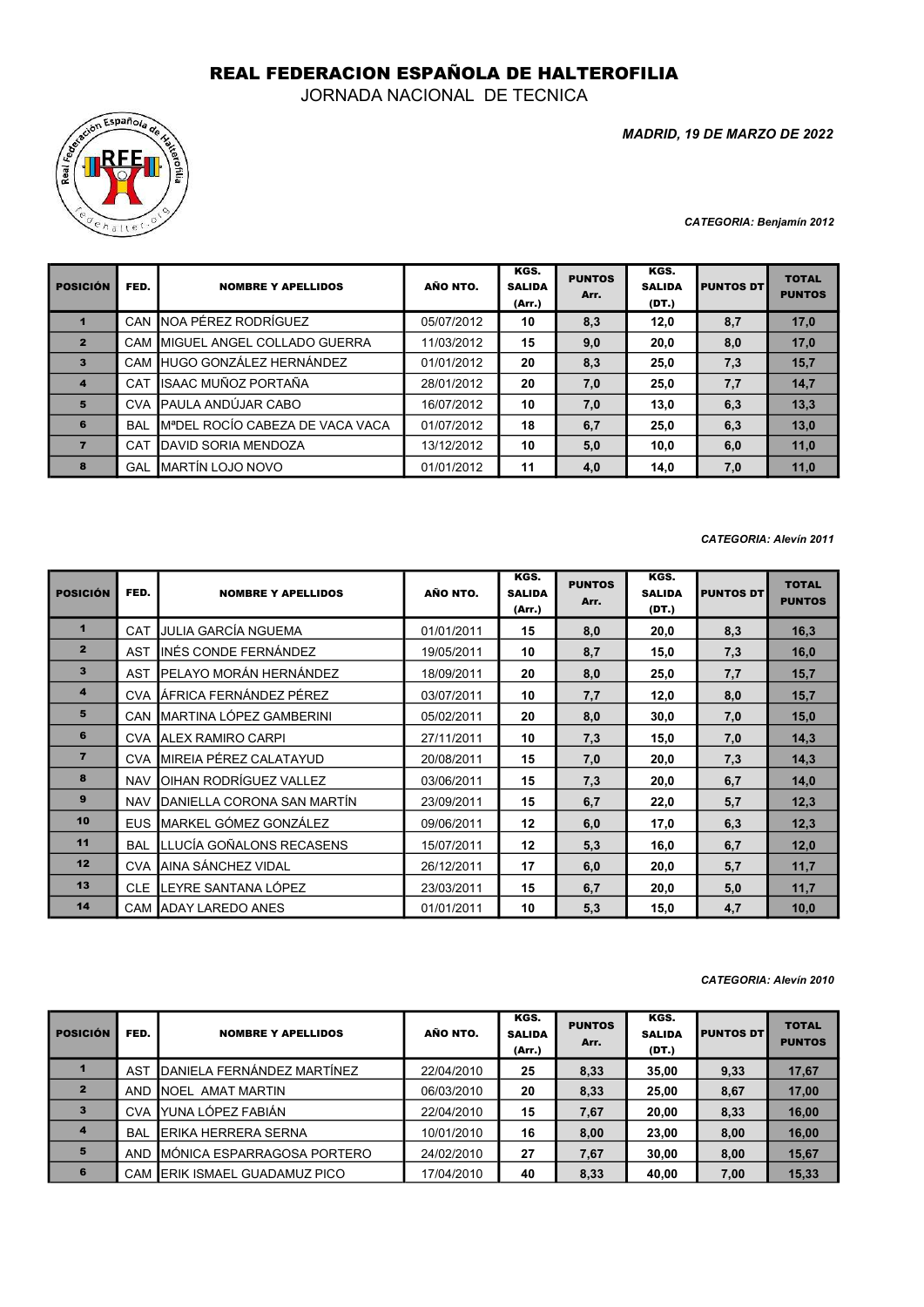# REAL FEDERACION ESPAÑOLA DE HALTEROFILIA

JORNADA NACIONAL DE TECNICA

*MADRID, 19 DE MARZO DE 2022*

*CATEGORIA: Benjamín 2012*

| POSICIÓN | FED. | NOMBRE Y APELLIDOS | AÑO NTO. | KGS. SALIDA (Arr.) | PUNTOS Arr. | KGS. SALIDA (DT.) | PUNTOS DT | TOTAL PUNTOS |
|---|---|---|---|---|---|---|---|---|
| 1 | CAN | NOA PÉREZ RODRÍGUEZ | 05/07/2012 | 10 | 8,3 | 12,0 | 8,7 | 17,0 |
| 2 | CAM | MIGUEL ANGEL COLLADO GUERRA | 11/03/2012 | 15 | 9,0 | 20,0 | 8,0 | 17,0 |
| 3 | CAM | HUGO GONZÁLEZ HERNÁNDEZ | 01/01/2012 | 20 | 8,3 | 25,0 | 7,3 | 15,7 |
| 4 | CAT | ISAAC MUÑOZ PORTAÑA | 28/01/2012 | 20 | 7,0 | 25,0 | 7,7 | 14,7 |
| 5 | CVA | PAULA ANDÚJAR CABO | 16/07/2012 | 10 | 7,0 | 13,0 | 6,3 | 13,3 |
| 6 | BAL | MªDEL ROCÍO CABEZA DE VACA VACA | 01/07/2012 | 18 | 6,7 | 25,0 | 6,3 | 13,0 |
| 7 | CAT | DAVID SORIA MENDOZA | 13/12/2012 | 10 | 5,0 | 10,0 | 6,0 | 11,0 |
| 8 | GAL | MARTÍN LOJO NOVO | 01/01/2012 | 11 | 4,0 | 14,0 | 7,0 | 11,0 |

*CATEGORIA: Alevín 2011*

| POSICIÓN | FED. | NOMBRE Y APELLIDOS | AÑO NTO. | KGS. SALIDA (Arr.) | PUNTOS Arr. | KGS. SALIDA (DT.) | PUNTOS DT | TOTAL PUNTOS |
|---|---|---|---|---|---|---|---|---|
| 1 | CAT | JULIA GARCÍA NGUEMA | 01/01/2011 | 15 | 8,0 | 20,0 | 8,3 | 16,3 |
| 2 | AST | INÉS CONDE FERNÁNDEZ | 19/05/2011 | 10 | 8,7 | 15,0 | 7,3 | 16,0 |
| 3 | AST | PELAYO MORÁN HERNÁNDEZ | 18/09/2011 | 20 | 8,0 | 25,0 | 7,7 | 15,7 |
| 4 | CVA | ÁFRICA FERNÁNDEZ PÉREZ | 03/07/2011 | 10 | 7,7 | 12,0 | 8,0 | 15,7 |
| 5 | CAN | MARTINA LÓPEZ GAMBERINI | 05/02/2011 | 20 | 8,0 | 30,0 | 7,0 | 15,0 |
| 6 | CVA | ALEX RAMIRO CARPI | 27/11/2011 | 10 | 7,3 | 15,0 | 7,0 | 14,3 |
| 7 | CVA | MIREIA PÉREZ CALATAYUD | 20/08/2011 | 15 | 7,0 | 20,0 | 7,3 | 14,3 |
| 8 | NAV | OIHAN RODRÍGUEZ VALLEZ | 03/06/2011 | 15 | 7,3 | 20,0 | 6,7 | 14,0 |
| 9 | NAV | DANIELLA CORONA SAN MARTÍN | 23/09/2011 | 15 | 6,7 | 22,0 | 5,7 | 12,3 |
| 10 | EUS | MARKEL GÓMEZ GONZÁLEZ | 09/06/2011 | 12 | 6,0 | 17,0 | 6,3 | 12,3 |
| 11 | BAL | LLUCÍA GOÑALONS RECASENS | 15/07/2011 | 12 | 5,3 | 16,0 | 6,7 | 12,0 |
| 12 | CVA | AINA SÁNCHEZ VIDAL | 26/12/2011 | 17 | 6,0 | 20,0 | 5,7 | 11,7 |
| 13 | CLE | LEYRE SANTANA LÓPEZ | 23/03/2011 | 15 | 6,7 | 20,0 | 5,0 | 11,7 |
| 14 | CAM | ADAY LAREDO ANES | 01/01/2011 | 10 | 5,3 | 15,0 | 4,7 | 10,0 |

*CATEGORIA: Alevín 2010*

| POSICIÓN | FED. | NOMBRE Y APELLIDOS | AÑO NTO. | KGS. SALIDA (Arr.) | PUNTOS Arr. | KGS. SALIDA (DT.) | PUNTOS DT | TOTAL PUNTOS |
|---|---|---|---|---|---|---|---|---|
| 1 | AST | DANIELA FERNÁNDEZ MARTÍNEZ | 22/04/2010 | 25 | 8,33 | 35,00 | 9,33 | 17,67 |
| 2 | AND | NOEL AMAT MARTIN | 06/03/2010 | 20 | 8,33 | 25,00 | 8,67 | 17,00 |
| 3 | CVA | YUNA LÓPEZ FABIÁN | 22/04/2010 | 15 | 7,67 | 20,00 | 8,33 | 16,00 |
| 4 | BAL | ERIKA HERRERA SERNA | 10/01/2010 | 16 | 8,00 | 23,00 | 8,00 | 16,00 |
| 5 | AND | MÓNICA ESPARRAGOSA PORTERO | 24/02/2010 | 27 | 7,67 | 30,00 | 8,00 | 15,67 |
| 6 | CAM | ERIK ISMAEL GUADAMUZ PICO | 17/04/2010 | 40 | 8,33 | 40,00 | 7,00 | 15,33 |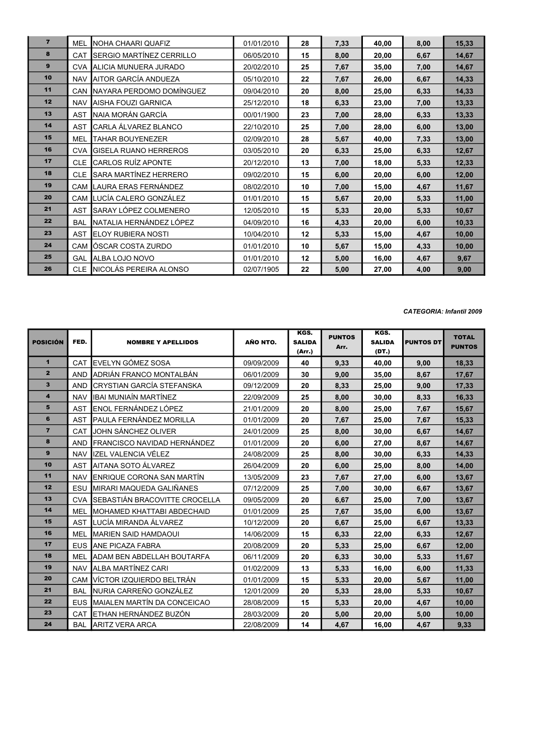| | | | | | | | | | |
|---|---|---|---|---|---|---|---|---|---|
| 7 | MEL | NOHA CHAARI QUAFIZ | 01/01/2010 | 28 | 7,33 | 40,00 | 8,00 | 15,33 |
| 8 | CAT | SERGIO MARTÍNEZ CERRILLO | 06/05/2010 | 15 | 8,00 | 20,00 | 6,67 | 14,67 |
| 9 | CVA | ALICIA MUNUERA JURADO | 20/02/2010 | 25 | 7,67 | 35,00 | 7,00 | 14,67 |
| 10 | NAV | AITOR GARCÍA ANDUEZA | 05/10/2010 | 22 | 7,67 | 26,00 | 6,67 | 14,33 |
| 11 | CAN | NAYARA PERDOMO DOMÍNGUEZ | 09/04/2010 | 20 | 8,00 | 25,00 | 6,33 | 14,33 |
| 12 | NAV | AISHA FOUZI GARNICA | 25/12/2010 | 18 | 6,33 | 23,00 | 7,00 | 13,33 |
| 13 | AST | NAIA MORÁN GARCÍA | 00/01/1900 | 23 | 7,00 | 28,00 | 6,33 | 13,33 |
| 14 | AST | CARLA ÁLVAREZ BLANCO | 22/10/2010 | 25 | 7,00 | 28,00 | 6,00 | 13,00 |
| 15 | MEL | TAHAR BOUYENEZER | 02/09/2010 | 28 | 5,67 | 40,00 | 7,33 | 13,00 |
| 16 | CVA | GISELA RUANO HERREROS | 03/05/2010 | 20 | 6,33 | 25,00 | 6,33 | 12,67 |
| 17 | CLE | CARLOS RUÍZ APONTE | 20/12/2010 | 13 | 7,00 | 18,00 | 5,33 | 12,33 |
| 18 | CLE | SARA MARTÍNEZ HERRERO | 09/02/2010 | 15 | 6,00 | 20,00 | 6,00 | 12,00 |
| 19 | CAM | LAURA ERAS FERNÁNDEZ | 08/02/2010 | 10 | 7,00 | 15,00 | 4,67 | 11,67 |
| 20 | CAM | LUCÍA CALERO GONZÁLEZ | 01/01/2010 | 15 | 5,67 | 20,00 | 5,33 | 11,00 |
| 21 | AST | SARAY LÓPEZ COLMENERO | 12/05/2010 | 15 | 5,33 | 20,00 | 5,33 | 10,67 |
| 22 | BAL | NATALIA HERNÁNDEZ LÓPEZ | 04/09/2010 | 16 | 4,33 | 20,00 | 6,00 | 10,33 |
| 23 | AST | ELOY RUBIERA NOSTI | 10/04/2010 | 12 | 5,33 | 15,00 | 4,67 | 10,00 |
| 24 | CAM | ÓSCAR COSTA ZURDO | 01/01/2010 | 10 | 5,67 | 15,00 | 4,33 | 10,00 |
| 25 | GAL | ALBA LOJO NOVO | 01/01/2010 | 12 | 5,00 | 16,00 | 4,67 | 9,67 |
| 26 | CLE | NICOLÁS PEREIRA ALONSO | 02/07/1905 | 22 | 5,00 | 27,00 | 4,00 | 9,00 |

*CATEGORIA: Infantil 2009*

| POSICIÓN | FED. | NOMBRE Y APELLIDOS | AÑO NTO. | KGS. SALIDA (Arr.) | PUNTOS Arr. | KGS. SALIDA (DT.) | PUNTOS DT | TOTAL PUNTOS |
|---|---|---|---|---|---|---|---|---|
| 1 | CAT | EVELYN GÓMEZ SOSA | 09/09/2009 | 40 | 9,33 | 40,00 | 9,00 | 18,33 |
| 2 | AND | ADRIÁN FRANCO MONTALBÁN | 06/01/2009 | 30 | 9,00 | 35,00 | 8,67 | 17,67 |
| 3 | AND | CRYSTIAN GARCÍA STEFANSKA | 09/12/2009 | 20 | 8,33 | 25,00 | 9,00 | 17,33 |
| 4 | NAV | IBAI MUNIAÍN MARTÍNEZ | 22/09/2009 | 25 | 8,00 | 30,00 | 8,33 | 16,33 |
| 5 | AST | ENOL FERNÁNDEZ LÓPEZ | 21/01/2009 | 20 | 8,00 | 25,00 | 7,67 | 15,67 |
| 6 | AST | PAULA FERNÁNDEZ MORILLA | 01/01/2009 | 20 | 7,67 | 25,00 | 7,67 | 15,33 |
| 7 | CAT | JOHN SÁNCHEZ OLIVER | 24/01/2009 | 25 | 8,00 | 30,00 | 6,67 | 14,67 |
| 8 | AND | FRANCISCO NAVIDAD HERNÁNDEZ | 01/01/2009 | 20 | 6,00 | 27,00 | 8,67 | 14,67 |
| 9 | NAV | IZEL VALENCIA VÉLEZ | 24/08/2009 | 25 | 8,00 | 30,00 | 6,33 | 14,33 |
| 10 | AST | AITANA SOTO ÁLVAREZ | 26/04/2009 | 20 | 6,00 | 25,00 | 8,00 | 14,00 |
| 11 | NAV | ENRIQUE CORONA SAN MARTÍN | 13/05/2009 | 23 | 7,67 | 27,00 | 6,00 | 13,67 |
| 12 | ESU | MIRARI MAQUEDA GALIÑANES | 07/12/2009 | 25 | 7,00 | 30,00 | 6,67 | 13,67 |
| 13 | CVA | SEBASTIÁN BRACOVITTE CROCELLA | 09/05/2009 | 20 | 6,67 | 25,00 | 7,00 | 13,67 |
| 14 | MEL | MOHAMED KHATTABI ABDECHAID | 01/01/2009 | 25 | 7,67 | 35,00 | 6,00 | 13,67 |
| 15 | AST | LUCÍA MIRANDA ÁLVAREZ | 10/12/2009 | 20 | 6,67 | 25,00 | 6,67 | 13,33 |
| 16 | MEL | MARIEN SAID HAMDAOUI | 14/06/2009 | 15 | 6,33 | 22,00 | 6,33 | 12,67 |
| 17 | EUS | ANE PICAZA FABRA | 20/08/2009 | 20 | 5,33 | 25,00 | 6,67 | 12,00 |
| 18 | MEL | ADAM BEN ABDELLAH BOUTARFA | 06/11/2009 | 20 | 6,33 | 30,00 | 5,33 | 11,67 |
| 19 | NAV | ALBA MARTÍNEZ CARI | 01/02/2009 | 13 | 5,33 | 16,00 | 6,00 | 11,33 |
| 20 | CAM | VÍCTOR IZQUIERDO BELTRÁN | 01/01/2009 | 15 | 5,33 | 20,00 | 5,67 | 11,00 |
| 21 | BAL | NURIA CARREÑO GONZÁLEZ | 12/01/2009 | 20 | 5,33 | 28,00 | 5,33 | 10,67 |
| 22 | EUS | MAIALEN MARTÍN DA CONCEICAO | 28/08/2009 | 15 | 5,33 | 20,00 | 4,67 | 10,00 |
| 23 | CAT | ETHAN HERNÁNDEZ BUZÓN | 28/03/2009 | 20 | 5,00 | 20,00 | 5,00 | 10,00 |
| 24 | BAL | ARITZ VERA ARCA | 22/08/2009 | 14 | 4,67 | 16,00 | 4,67 | 9,33 |